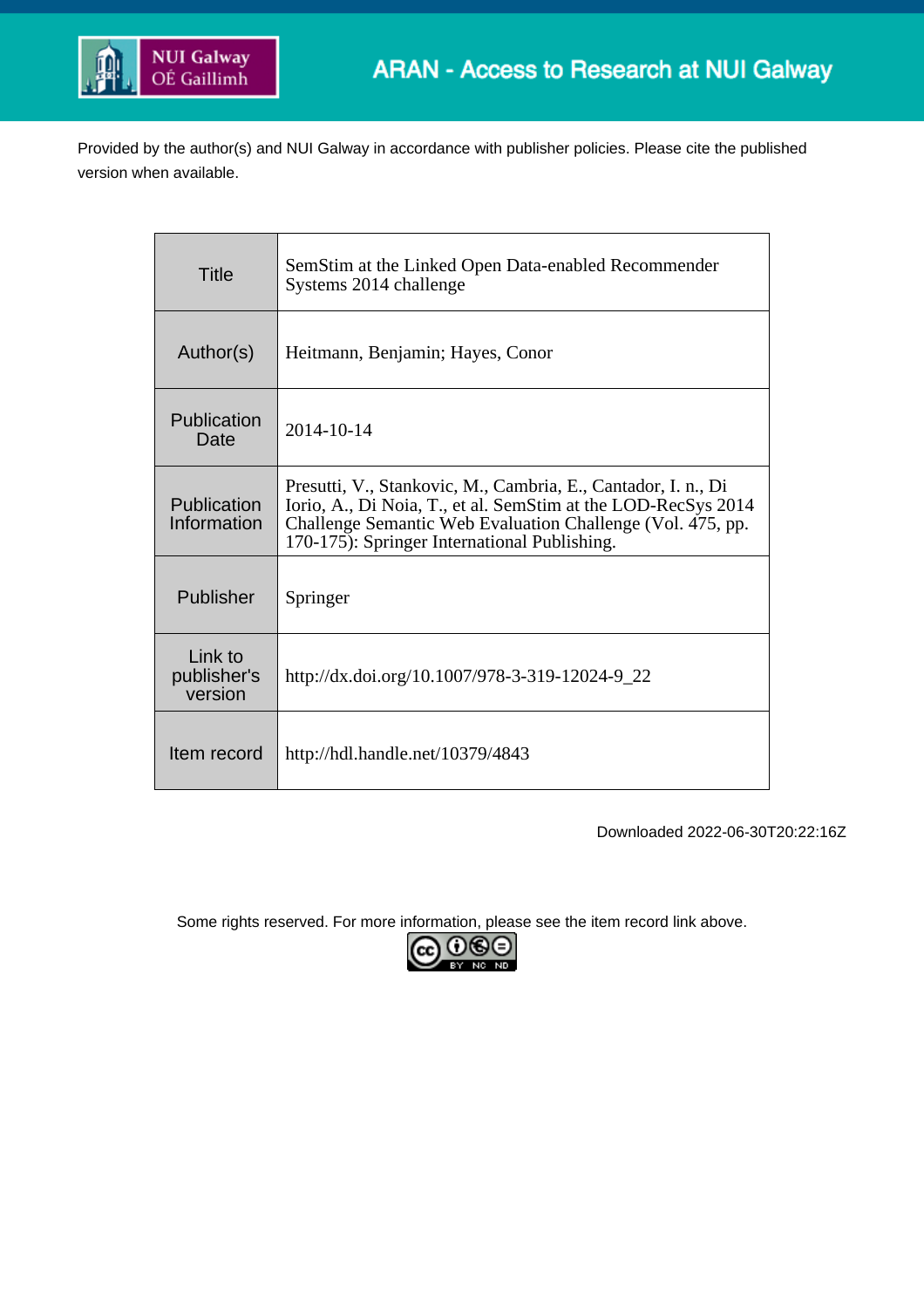ARAN - Access to Research at NUI Galway

Provided by the author(s) and NUI Galway in accordance with publisher policies. Please cite the published version when available.

| | |
|---|---|
| Title | SemStim at the Linked Open Data-enabled Recommender Systems 2014 challenge |
| Author(s) | Heitmann, Benjamin; Hayes, Conor |
| Publication Date | 2014-10-14 |
| Publication Information | Presutti, V., Stankovic, M., Cambria, E., Cantador, I. n., Di Iorio, A., Di Noia, T., et al. SemStim at the LOD-RecSys 2014 Challenge Semantic Web Evaluation Challenge (Vol. 475, pp. 170-175): Springer International Publishing. |
| Publisher | Springer |
| Link to publisher's version | http://dx.doi.org/10.1007/978-3-319-12024-9_22 |
| Item record | http://hdl.handle.net/10379/4843 |

Downloaded 2022-06-30T20:22:16Z

Some rights reserved. For more information, please see the item record link above.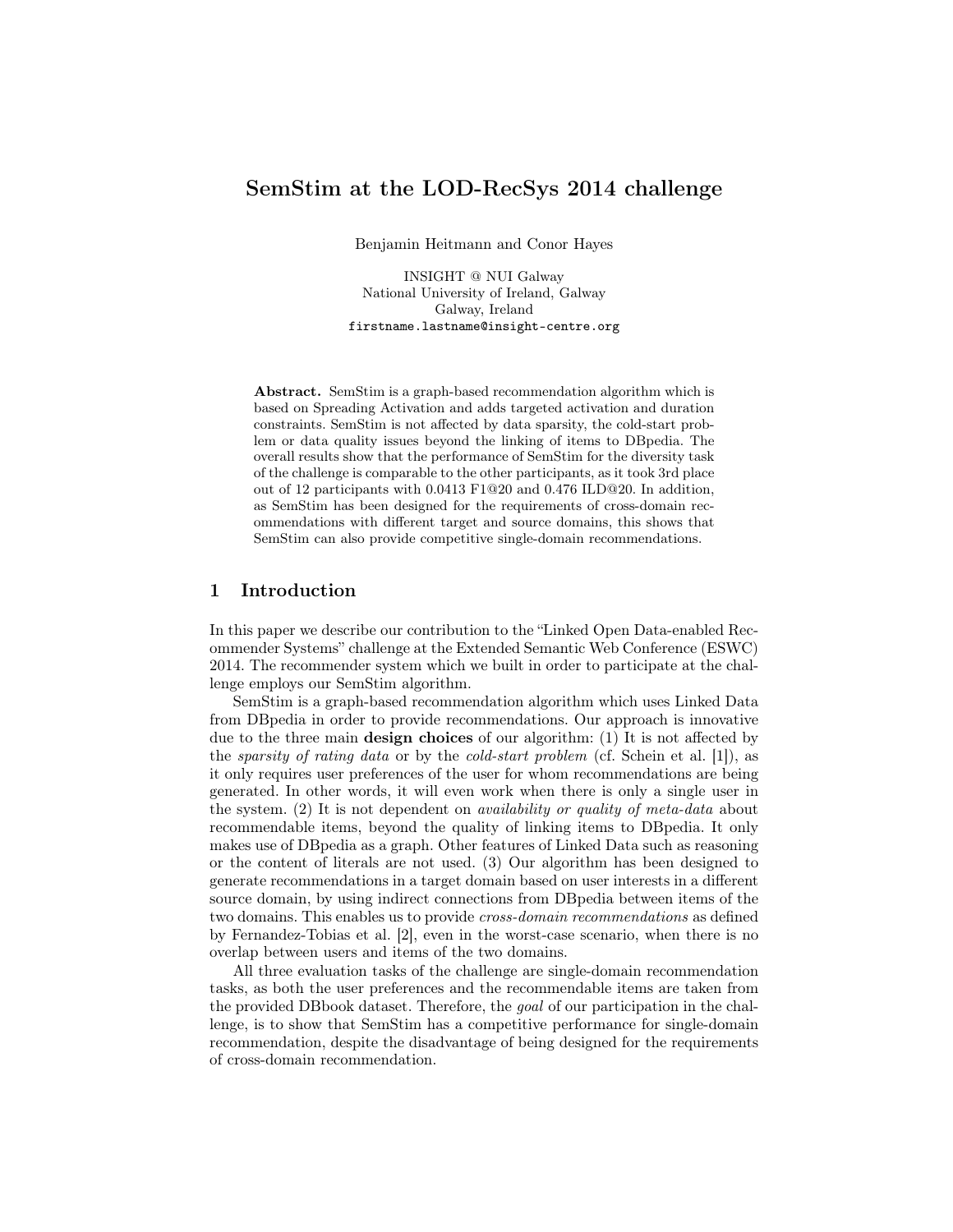# SemStim at the LOD-RecSys 2014 challenge

Benjamin Heitmann and Conor Hayes

INSIGHT @ NUI Galway
National University of Ireland, Galway
Galway, Ireland
`firstname.lastname@insight-centre.org`

**Abstract.** SemStim is a graph-based recommendation algorithm which is based on Spreading Activation and adds targeted activation and duration constraints. SemStim is not affected by data sparsity, the cold-start problem or data quality issues beyond the linking of items to DBpedia. The overall results show that the performance of SemStim for the diversity task of the challenge is comparable to the other participants, as it took 3rd place out of 12 participants with 0.0413 F1@20 and 0.476 ILD@20. In addition, as SemStim has been designed for the requirements of cross-domain recommendations with different target and source domains, this shows that SemStim can also provide competitive single-domain recommendations.

## 1 Introduction

In this paper we describe our contribution to the "Linked Open Data-enabled Recommender Systems" challenge at the Extended Semantic Web Conference (ESWC) 2014. The recommender system which we built in order to participate at the challenge employs our SemStim algorithm.

SemStim is a graph-based recommendation algorithm which uses Linked Data from DBpedia in order to provide recommendations. Our approach is innovative due to the three main **design choices** of our algorithm: (1) It is not affected by the *sparsity of rating data* or by the *cold-start problem* (cf. Schein et al. [1]), as it only requires user preferences of the user for whom recommendations are being generated. In other words, it will even work when there is only a single user in the system. (2) It is not dependent on *availability or quality of meta-data* about recommendable items, beyond the quality of linking items to DBpedia. It only makes use of DBpedia as a graph. Other features of Linked Data such as reasoning or the content of literals are not used. (3) Our algorithm has been designed to generate recommendations in a target domain based on user interests in a different source domain, by using indirect connections from DBpedia between items of the two domains. This enables us to provide *cross-domain recommendations* as defined by Fernandez-Tobias et al. [2], even in the worst-case scenario, when there is no overlap between users and items of the two domains.

All three evaluation tasks of the challenge are single-domain recommendation tasks, as both the user preferences and the recommendable items are taken from the provided DBbook dataset. Therefore, the *goal* of our participation in the challenge, is to show that SemStim has a competitive performance for single-domain recommendation, despite the disadvantage of being designed for the requirements of cross-domain recommendation.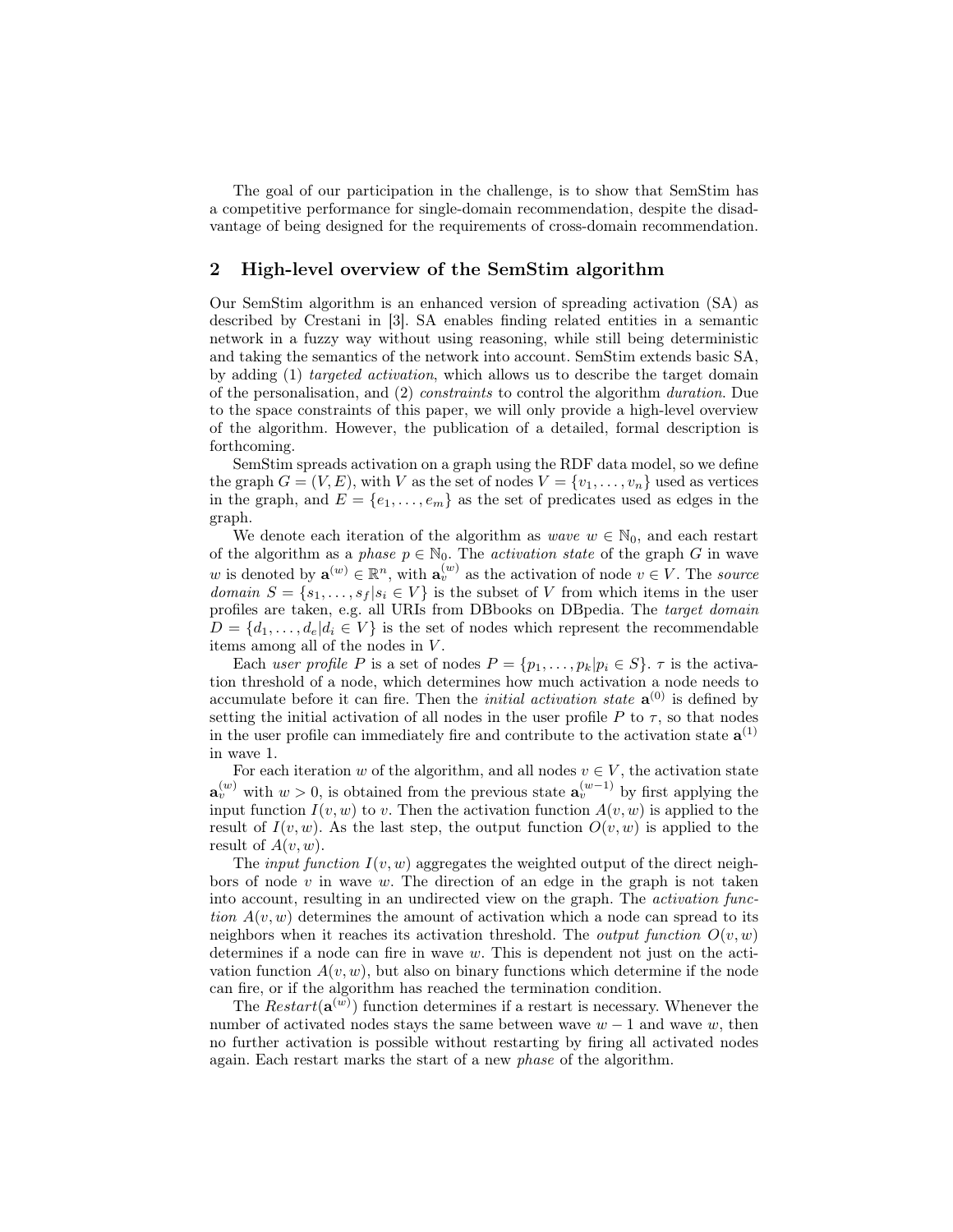The goal of our participation in the challenge, is to show that SemStim has a competitive performance for single-domain recommendation, despite the disadvantage of being designed for the requirements of cross-domain recommendation.

## 2 High-level overview of the SemStim algorithm

Our SemStim algorithm is an enhanced version of spreading activation (SA) as described by Crestani in [3]. SA enables finding related entities in a semantic network in a fuzzy way without using reasoning, while still being deterministic and taking the semantics of the network into account. SemStim extends basic SA, by adding (1) *targeted activation*, which allows us to describe the target domain of the personalisation, and (2) *constraints* to control the algorithm *duration*. Due to the space constraints of this paper, we will only provide a high-level overview of the algorithm. However, the publication of a detailed, formal description is forthcoming.

SemStim spreads activation on a graph using the RDF data model, so we define the graph $G = (V, E)$, with $V$ as the set of nodes $V = \{v_1, \ldots, v_n\}$ used as vertices in the graph, and $E = \{e_1, \ldots, e_m\}$ as the set of predicates used as edges in the graph.

We denote each iteration of the algorithm as *wave* $w \in \mathbb{N}_0$, and each restart of the algorithm as a *phase* $p \in \mathbb{N}_0$. The *activation state* of the graph $G$ in wave $w$ is denoted by $\mathbf{a}^{(w)} \in \mathbb{R}^n$, with $\mathbf{a}_v^{(w)}$ as the activation of node $v \in V$. The *source domain* $S = \{s_1, \ldots, s_f | s_i \in V\}$ is the subset of $V$ from which items in the user profiles are taken, e.g. all URIs from DBbooks on DBpedia. The *target domain* $D = \{d_1, \ldots, d_e | d_i \in V\}$ is the set of nodes which represent the recommendable items among all of the nodes in $V$.

Each *user profile* $P$ is a set of nodes $P = \{p_1, \ldots, p_k | p_i \in S\}$. $\tau$ is the activation threshold of a node, which determines how much activation a node needs to accumulate before it can fire. Then the *initial activation state* $\mathbf{a}^{(0)}$ is defined by setting the initial activation of all nodes in the user profile $P$ to $\tau$, so that nodes in the user profile can immediately fire and contribute to the activation state $\mathbf{a}^{(1)}$ in wave 1.

For each iteration $w$ of the algorithm, and all nodes $v \in V$, the activation state $\mathbf{a}_v^{(w)}$ with $w > 0$, is obtained from the previous state $\mathbf{a}_v^{(w-1)}$ by first applying the input function $I(v, w)$ to $v$. Then the activation function $A(v, w)$ is applied to the result of $I(v, w)$. As the last step, the output function $O(v, w)$ is applied to the result of $A(v, w)$.

The *input function* $I(v, w)$ aggregates the weighted output of the direct neighbors of node $v$ in wave $w$. The direction of an edge in the graph is not taken into account, resulting in an undirected view on the graph. The *activation function* $A(v, w)$ determines the amount of activation which a node can spread to its neighbors when it reaches its activation threshold. The *output function* $O(v, w)$ determines if a node can fire in wave $w$. This is dependent not just on the activation function $A(v, w)$, but also on binary functions which determine if the node can fire, or if the algorithm has reached the termination condition.

The $Restart(\mathbf{a}^{(w)})$ function determines if a restart is necessary. Whenever the number of activated nodes stays the same between wave $w - 1$ and wave $w$, then no further activation is possible without restarting by firing all activated nodes again. Each restart marks the start of a new *phase* of the algorithm.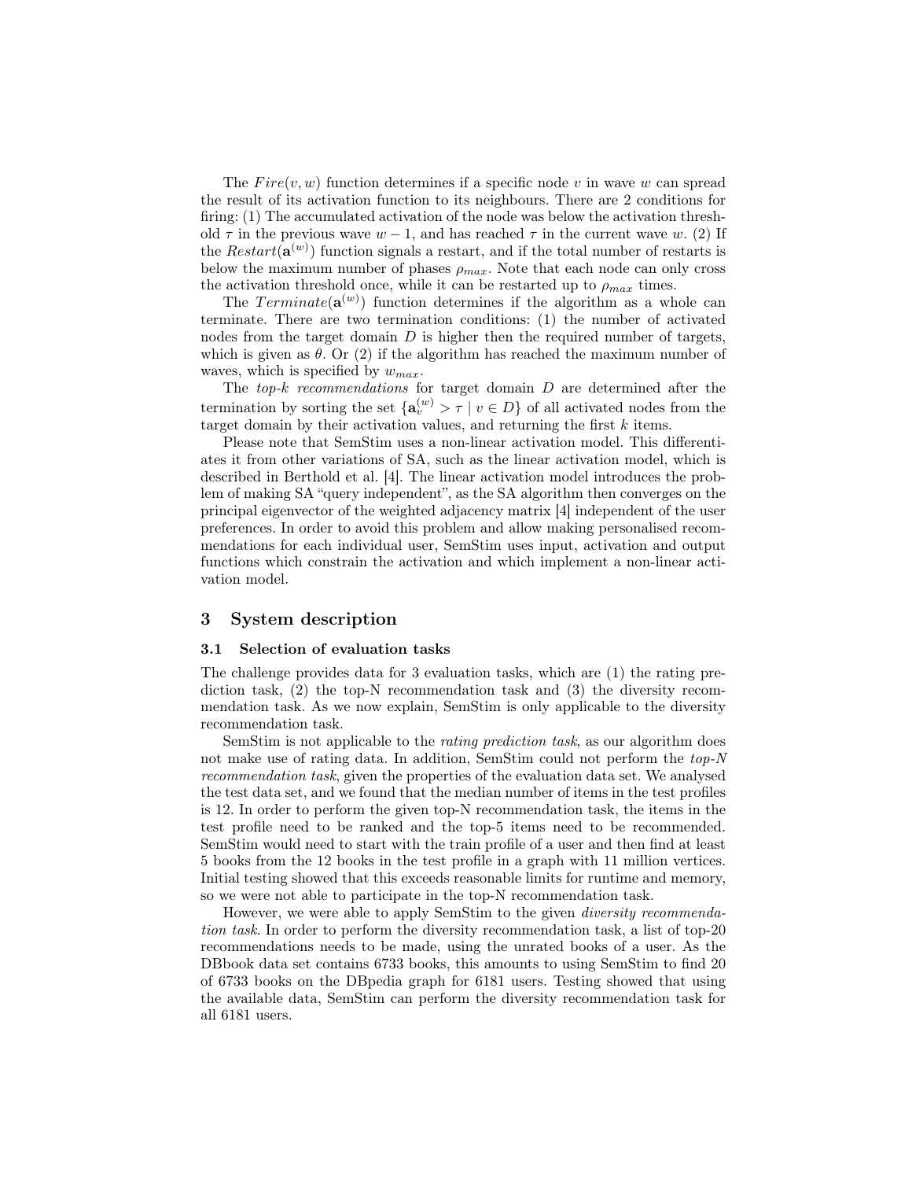The $Fire(v, w)$ function determines if a specific node $v$ in wave $w$ can spread the result of its activation function to its neighbours. There are 2 conditions for firing: (1) The accumulated activation of the node was below the activation threshold $\tau$ in the previous wave $w-1$, and has reached $\tau$ in the current wave $w$. (2) If the $Restart(\mathbf{a}^{(w)})$ function signals a restart, and if the total number of restarts is below the maximum number of phases $\rho_{max}$. Note that each node can only cross the activation threshold once, while it can be restarted up to $\rho_{max}$ times.

The $Terminate(\mathbf{a}^{(w)})$ function determines if the algorithm as a whole can terminate. There are two termination conditions: (1) the number of activated nodes from the target domain $D$ is higher then the required number of targets, which is given as $\theta$. Or (2) if the algorithm has reached the maximum number of waves, which is specified by $w_{max}$.

The *top-k recommendations* for target domain $D$ are determined after the termination by sorting the set $\{\mathbf{a}_v^{(w)} > \tau \mid v \in D\}$ of all activated nodes from the target domain by their activation values, and returning the first $k$ items.

Please note that SemStim uses a non-linear activation model. This differentiates it from other variations of SA, such as the linear activation model, which is described in Berthold et al. [4]. The linear activation model introduces the problem of making SA "query independent", as the SA algorithm then converges on the principal eigenvector of the weighted adjacency matrix [4] independent of the user preferences. In order to avoid this problem and allow making personalised recommendations for each individual user, SemStim uses input, activation and output functions which constrain the activation and which implement a non-linear activation model.

## 3 System description

### 3.1 Selection of evaluation tasks

The challenge provides data for 3 evaluation tasks, which are (1) the rating prediction task, (2) the top-N recommendation task and (3) the diversity recommendation task. As we now explain, SemStim is only applicable to the diversity recommendation task.

SemStim is not applicable to the *rating prediction task*, as our algorithm does not make use of rating data. In addition, SemStim could not perform the *top-N recommendation task*, given the properties of the evaluation data set. We analysed the test data set, and we found that the median number of items in the test profiles is 12. In order to perform the given top-N recommendation task, the items in the test profile need to be ranked and the top-5 items need to be recommended. SemStim would need to start with the train profile of a user and then find at least 5 books from the 12 books in the test profile in a graph with 11 million vertices. Initial testing showed that this exceeds reasonable limits for runtime and memory, so we were not able to participate in the top-N recommendation task.

However, we were able to apply SemStim to the given *diversity recommendation task*. In order to perform the diversity recommendation task, a list of top-20 recommendations needs to be made, using the unrated books of a user. As the DBbook data set contains 6733 books, this amounts to using SemStim to find 20 of 6733 books on the DBpedia graph for 6181 users. Testing showed that using the available data, SemStim can perform the diversity recommendation task for all 6181 users.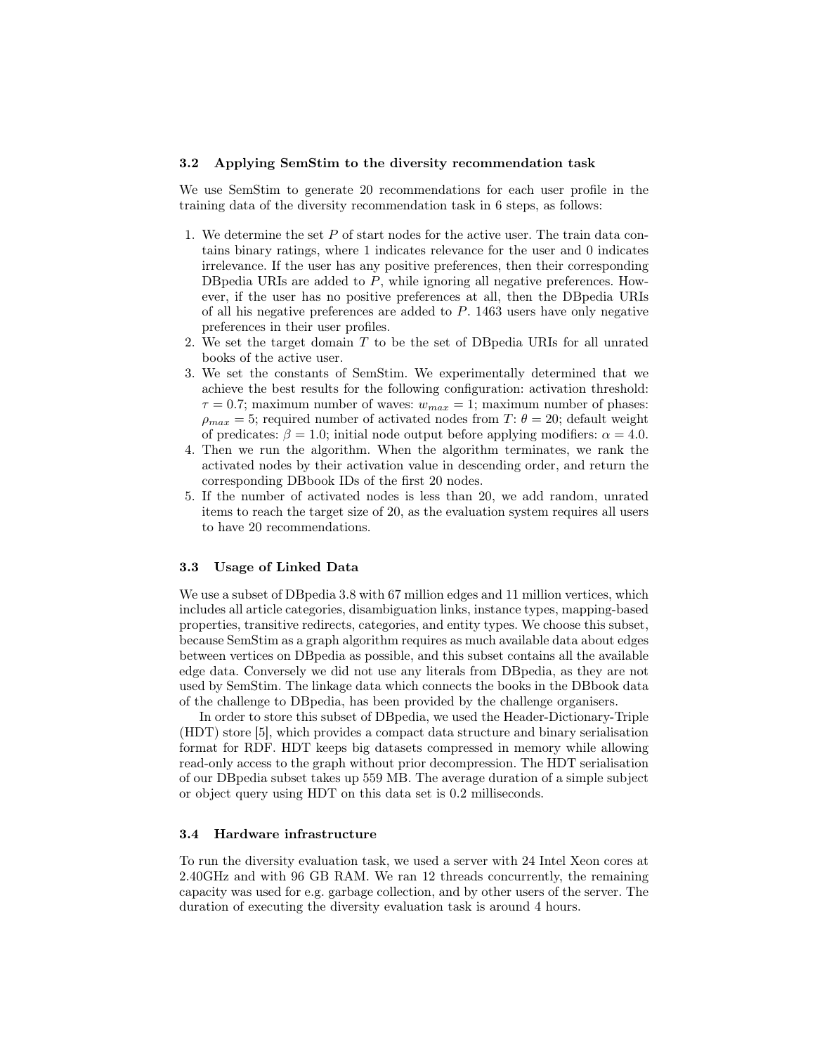### 3.2 Applying SemStim to the diversity recommendation task

We use SemStim to generate 20 recommendations for each user profile in the training data of the diversity recommendation task in 6 steps, as follows:

1. We determine the set $P$ of start nodes for the active user. The train data contains binary ratings, where 1 indicates relevance for the user and 0 indicates irrelevance. If the user has any positive preferences, then their corresponding DBpedia URIs are added to $P$, while ignoring all negative preferences. However, if the user has no positive preferences at all, then the DBpedia URIs of all his negative preferences are added to $P$. 1463 users have only negative preferences in their user profiles.
2. We set the target domain $T$ to be the set of DBpedia URIs for all unrated books of the active user.
3. We set the constants of SemStim. We experimentally determined that we achieve the best results for the following configuration: activation threshold: $\tau = 0.7$; maximum number of waves: $w_{max} = 1$; maximum number of phases: $\rho_{max} = 5$; required number of activated nodes from $T$: $\theta = 20$; default weight of predicates: $\beta = 1.0$; initial node output before applying modifiers: $\alpha = 4.0$.
4. Then we run the algorithm. When the algorithm terminates, we rank the activated nodes by their activation value in descending order, and return the corresponding DBbook IDs of the first 20 nodes.
5. If the number of activated nodes is less than 20, we add random, unrated items to reach the target size of 20, as the evaluation system requires all users to have 20 recommendations.

### 3.3 Usage of Linked Data

We use a subset of DBpedia 3.8 with 67 million edges and 11 million vertices, which includes all article categories, disambiguation links, instance types, mapping-based properties, transitive redirects, categories, and entity types. We choose this subset, because SemStim as a graph algorithm requires as much available data about edges between vertices on DBpedia as possible, and this subset contains all the available edge data. Conversely we did not use any literals from DBpedia, as they are not used by SemStim. The linkage data which connects the books in the DBbook data of the challenge to DBpedia, has been provided by the challenge organisers.

In order to store this subset of DBpedia, we used the Header-Dictionary-Triple (HDT) store [5], which provides a compact data structure and binary serialisation format for RDF. HDT keeps big datasets compressed in memory while allowing read-only access to the graph without prior decompression. The HDT serialisation of our DBpedia subset takes up 559 MB. The average duration of a simple subject or object query using HDT on this data set is 0.2 milliseconds.

### 3.4 Hardware infrastructure

To run the diversity evaluation task, we used a server with 24 Intel Xeon cores at 2.40GHz and with 96 GB RAM. We ran 12 threads concurrently, the remaining capacity was used for e.g. garbage collection, and by other users of the server. The duration of executing the diversity evaluation task is around 4 hours.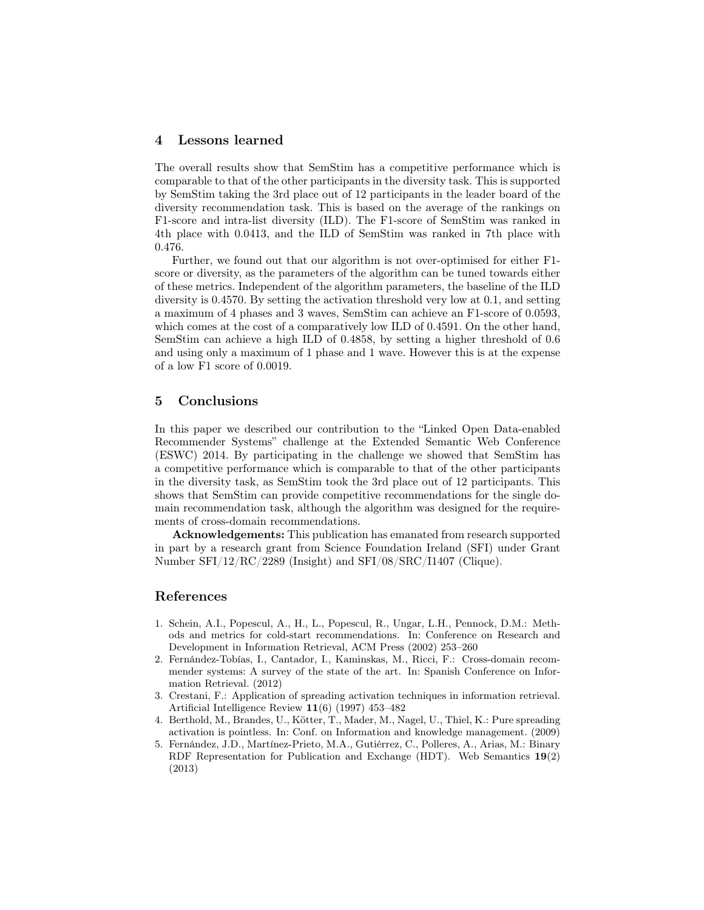## 4 Lessons learned

The overall results show that SemStim has a competitive performance which is comparable to that of the other participants in the diversity task. This is supported by SemStim taking the 3rd place out of 12 participants in the leader board of the diversity recommendation task. This is based on the average of the rankings on F1-score and intra-list diversity (ILD). The F1-score of SemStim was ranked in 4th place with 0.0413, and the ILD of SemStim was ranked in 7th place with 0.476.

Further, we found out that our algorithm is not over-optimised for either F1-score or diversity, as the parameters of the algorithm can be tuned towards either of these metrics. Independent of the algorithm parameters, the baseline of the ILD diversity is 0.4570. By setting the activation threshold very low at 0.1, and setting a maximum of 4 phases and 3 waves, SemStim can achieve an F1-score of 0.0593, which comes at the cost of a comparatively low ILD of 0.4591. On the other hand, SemStim can achieve a high ILD of 0.4858, by setting a higher threshold of 0.6 and using only a maximum of 1 phase and 1 wave. However this is at the expense of a low F1 score of 0.0019.

## 5 Conclusions

In this paper we described our contribution to the "Linked Open Data-enabled Recommender Systems" challenge at the Extended Semantic Web Conference (ESWC) 2014. By participating in the challenge we showed that SemStim has a competitive performance which is comparable to that of the other participants in the diversity task, as SemStim took the 3rd place out of 12 participants. This shows that SemStim can provide competitive recommendations for the single domain recommendation task, although the algorithm was designed for the requirements of cross-domain recommendations.

**Acknowledgements:** This publication has emanated from research supported in part by a research grant from Science Foundation Ireland (SFI) under Grant Number SFI/12/RC/2289 (Insight) and SFI/08/SRC/I1407 (Clique).

## References

1. Schein, A.I., Popescul, A., H., L., Popescul, R., Ungar, L.H., Pennock, D.M.: Methods and metrics for cold-start recommendations. In: Conference on Research and Development in Information Retrieval, ACM Press (2002) 253–260
2. Fernández-Tobías, I., Cantador, I., Kaminskas, M., Ricci, F.: Cross-domain recommender systems: A survey of the state of the art. In: Spanish Conference on Information Retrieval. (2012)
3. Crestani, F.: Application of spreading activation techniques in information retrieval. Artificial Intelligence Review **11**(6) (1997) 453–482
4. Berthold, M., Brandes, U., Kötter, T., Mader, M., Nagel, U., Thiel, K.: Pure spreading activation is pointless. In: Conf. on Information and knowledge management. (2009)
5. Fernández, J.D., Martínez-Prieto, M.A., Gutiérrez, C., Polleres, A., Arias, M.: Binary RDF Representation for Publication and Exchange (HDT). Web Semantics **19**(2) (2013)